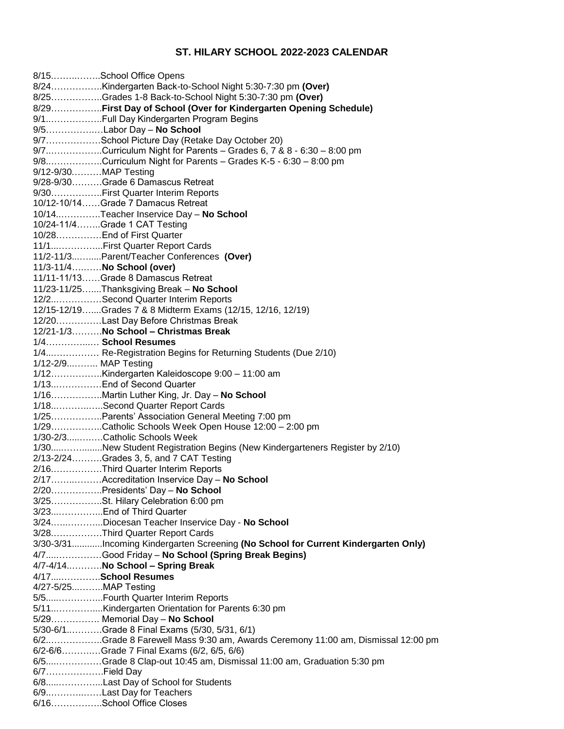# ST. HILARY SCHOOL 2022-2023 CALENDAR

8/15……..……..School Office Opens
8/24……………..Kindergarten Back-to-School Night 5:30-7:30 pm **(Over)**
8/25……………..Grades 1-8 Back-to-School Night 5:30-7:30 pm **(Over)**
8/29……………..**First Day of School (Over for Kindergarten Opening Schedule)**
9/1..……………..Full Day Kindergarten Program Begins
9/5……………..…Labor Day – **No School**
9/7………………School Picture Day (Retake Day October 20)
9/7..……………..Curriculum Night for Parents – Grades 6, 7 & 8 - 6:30 – 8:00 pm
9/8..……………..Curriculum Night for Parents – Grades K-5 - 6:30 – 8:00 pm
9/12-9/30……….MAP Testing
9/28-9/30……….Grade 6 Damascus Retreat
9/30……………..First Quarter Interim Reports
10/12-10/14……Grade 7 Damacus Retreat
10/14..…………Teacher Inservice Day – **No School**
10/24-11/4……..Grade 1 CAT Testing
10/28……………End of First Quarter
11/1...…………...First Quarter Report Cards
11/2-11/3...….....Parent/Teacher Conferences **(Over)**
11/3-11/4…..…..**No School (over)**
11/11-11/13……Grade 8 Damascus Retreat
11/23-11/25…....Thanksgiving Break – **No School**
12/2...……………Second Quarter Interim Reports
12/15-12/19…....Grades 7 & 8 Midterm Exams (12/15, 12/16, 12/19)
12/20……………Last Day Before Christmas Break
12/21-1/3……….**No School – Christmas Break**
1/4……………..… **School Resumes**
1/4...…………… Re-Registration Begins for Returning Students (Due 2/10)
1/12-2/9...…….. MAP Testing
1/12……………..Kindergarten Kaleidoscope 9:00 – 11:00 am
1/13...……………End of Second Quarter
1/16……………..Martin Luther King, Jr. Day – **No School**
1/18...…………..…Second Quarter Report Cards
1/25……………..Parents' Association General Meeting 7:00 pm
1/29……………..Catholic Schools Week Open House 12:00 – 2:00 pm
1/30-2/3…...……Catholic Schools Week
1/30…...……........New Student Registration Begins (New Kindergarteners Register by 2/10)
2/13-2/24……….Grades 3, 5, and 7 CAT Testing
2/16……………..Third Quarter Interim Reports
2/17…….….……Accreditation Inservice Day – **No School**
2/20……………..Presidents' Day – **No School**
3/25……………..St. Hilary Celebration 6:00 pm
3/23...…………...End of Third Quarter
3/24…..………...Diocesan Teacher Inservice Day - **No School**
3/28……………..Third Quarter Report Cards
3/30-3/31............Incoming Kindergarten Screening **(No School for Current Kindergarten Only)**
4/7…...…………Good Friday – **No School (Spring Break Begins)**
4/7-4/14..……….**No School – Spring Break**
4/17…..…………**School Resumes**
4/27-5/25...……..MAP Testing
5/5…...…………..Fourth Quarter Interim Reports
5/11...……………Kindergarten Orientation for Parents 6:30 pm
5/29…………… Memorial Day – **No School**
5/30-6/1..……….Grade 8 Final Exams (5/30, 5/31, 6/1)
6/2..……………..Grade 8 Farewell Mass 9:30 am, Awards Ceremony 11:00 am, Dismissal 12:00 pm
6/2-6/6………….Grade 7 Final Exams (6/2, 6/5, 6/6)
6/5…..……………Grade 8 Clap-out 10:45 am, Dismissal 11:00 am, Graduation 5:30 pm
6/7……………….Field Day
6/8…...…………...Last Day of School for Students
6/9…………..……Last Day for Teachers
6/16……………..School Office Closes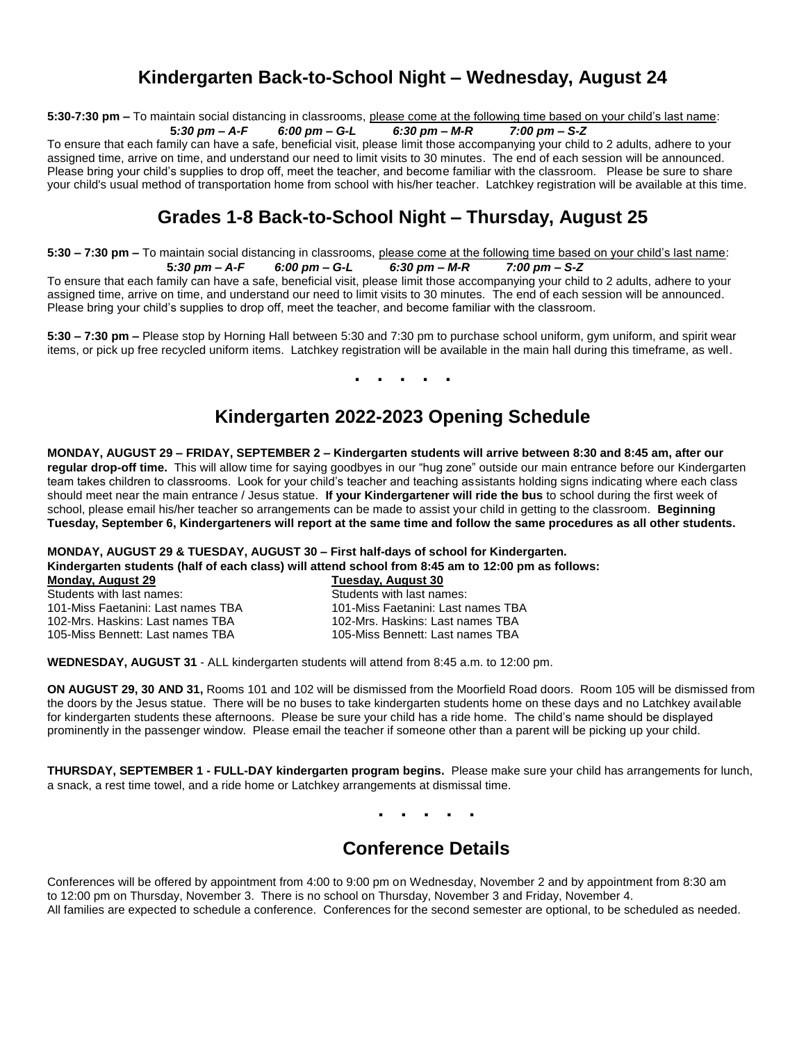## Kindergarten Back-to-School Night – Wednesday, August 24

**5:30-7:30 pm –** To maintain social distancing in classrooms, please come at the following time based on your child's last name:

***5:30 pm – A-F      6:00 pm – G-L      6:30 pm – M-R      7:00 pm – S-Z***

To ensure that each family can have a safe, beneficial visit, please limit those accompanying your child to 2 adults, adhere to your assigned time, arrive on time, and understand our need to limit visits to 30 minutes. The end of each session will be announced. Please bring your child's supplies to drop off, meet the teacher, and become familiar with the classroom. Please be sure to share your child's usual method of transportation home from school with his/her teacher. Latchkey registration will be available at this time.

## Grades 1-8 Back-to-School Night – Thursday, August 25

**5:30 – 7:30 pm –** To maintain social distancing in classrooms, please come at the following time based on your child's last name:

***5:30 pm – A-F      6:00 pm – G-L      6:30 pm – M-R      7:00 pm – S-Z***

To ensure that each family can have a safe, beneficial visit, please limit those accompanying your child to 2 adults, adhere to your assigned time, arrive on time, and understand our need to limit visits to 30 minutes. The end of each session will be announced. Please bring your child's supplies to drop off, meet the teacher, and become familiar with the classroom.

**5:30 – 7:30 pm –** Please stop by Horning Hall between 5:30 and 7:30 pm to purchase school uniform, gym uniform, and spirit wear items, or pick up free recycled uniform items. Latchkey registration will be available in the main hall during this timeframe, as well.

. . . . .

## Kindergarten 2022-2023 Opening Schedule

**MONDAY, AUGUST 29 – FRIDAY, SEPTEMBER 2 – Kindergarten students will arrive between 8:30 and 8:45 am, after our regular drop-off time.** This will allow time for saying goodbyes in our "hug zone" outside our main entrance before our Kindergarten team takes children to classrooms. Look for your child's teacher and teaching assistants holding signs indicating where each class should meet near the main entrance / Jesus statue. **If your Kindergartener will ride the bus** to school during the first week of school, please email his/her teacher so arrangements can be made to assist your child in getting to the classroom. **Beginning Tuesday, September 6, Kindergarteners will report at the same time and follow the same procedures as all other students.**

**MONDAY, AUGUST 29 & TUESDAY, AUGUST 30 – First half-days of school for Kindergarten.**
**Kindergarten students (half of each class) will attend school from 8:45 am to 12:00 pm as follows:**

| **Monday, August 29** | **Tuesday, August 30** |
|---|---|
| Students with last names: | Students with last names: |
| 101-Miss Faetanini: Last names TBA | 101-Miss Faetanini: Last names TBA |
| 102-Mrs. Haskins: Last names TBA | 102-Mrs. Haskins: Last names TBA |
| 105-Miss Bennett: Last names TBA | 105-Miss Bennett: Last names TBA |

**WEDNESDAY, AUGUST 31** - ALL kindergarten students will attend from 8:45 a.m. to 12:00 pm.

**ON AUGUST 29, 30 AND 31,** Rooms 101 and 102 will be dismissed from the Moorfield Road doors. Room 105 will be dismissed from the doors by the Jesus statue. There will be no buses to take kindergarten students home on these days and no Latchkey available for kindergarten students these afternoons. Please be sure your child has a ride home. The child's name should be displayed prominently in the passenger window. Please email the teacher if someone other than a parent will be picking up your child.

**THURSDAY, SEPTEMBER 1 - FULL-DAY kindergarten program begins.** Please make sure your child has arrangements for lunch, a snack, a rest time towel, and a ride home or Latchkey arrangements at dismissal time.

. . . . .

## Conference Details

Conferences will be offered by appointment from 4:00 to 9:00 pm on Wednesday, November 2 and by appointment from 8:30 am to 12:00 pm on Thursday, November 3. There is no school on Thursday, November 3 and Friday, November 4.
All families are expected to schedule a conference. Conferences for the second semester are optional, to be scheduled as needed.